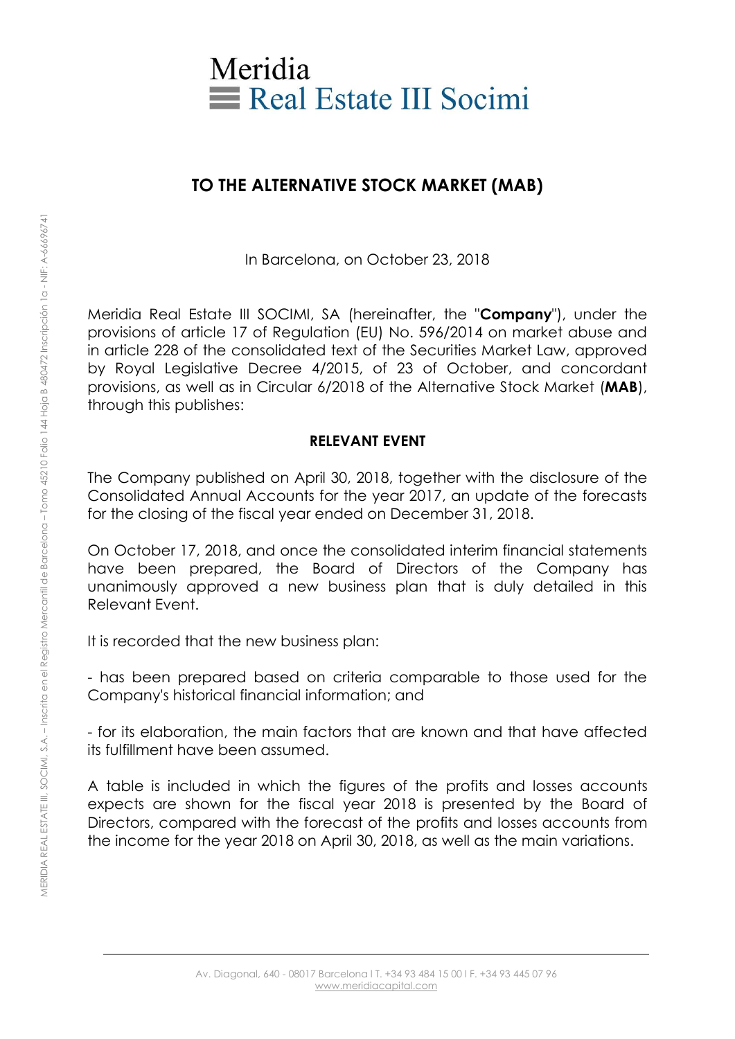# Meridia Real Estate III Socimi

## TO THE ALTERNATIVE STOCK MARKET (MAB)

In Barcelona, on October 23, 2018

Meridia Real Estate III SOCIMI, SA (hereinafter, the "**Company**"), under the provisions of article 17 of Regulation (EU) No. 596/2014 on market abuse and in article 228 of the consolidated text of the Securities Market Law, approved by Royal Legislative Decree 4/2015, of 23 of October, and concordant provisions, as well as in Circular 6/2018 of the Alternative Stock Market (**MAB**), through this publishes:

**RELEVANT EVENT**

The Company published on April 30, 2018, together with the disclosure of the Consolidated Annual Accounts for the year 2017, an update of the forecasts for the closing of the fiscal year ended on December 31, 2018.

On October 17, 2018, and once the consolidated interim financial statements have been prepared, the Board of Directors of the Company has unanimously approved a new business plan that is duly detailed in this Relevant Event.

It is recorded that the new business plan:

- has been prepared based on criteria comparable to those used for the Company's historical financial information; and

- for its elaboration, the main factors that are known and that have affected its fulfillment have been assumed.

A table is included in which the figures of the profits and losses accounts expects are shown for the fiscal year 2018 is presented by the Board of Directors, compared with the forecast of the profits and losses accounts from the income for the year 2018 on April 30, 2018, as well as the main variations.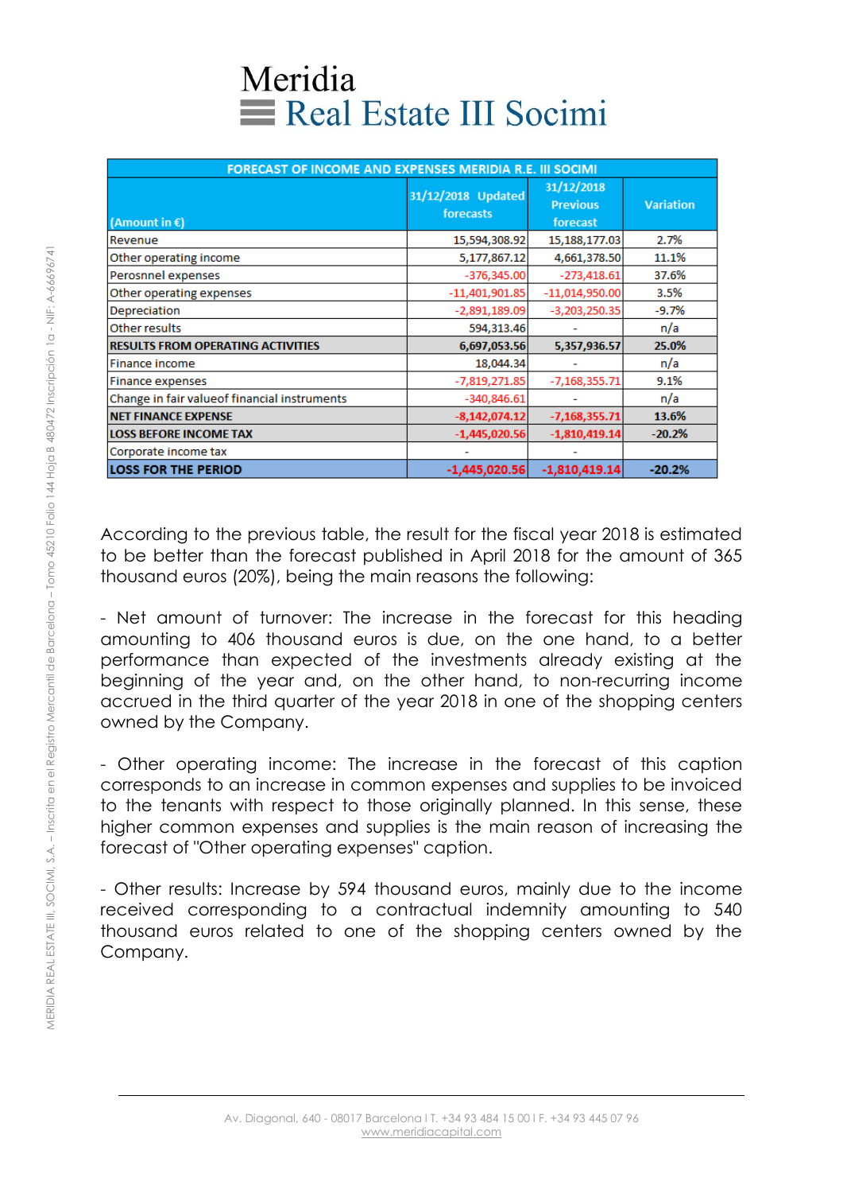# Meridia Real Estate III Socimi

| FORECAST OF INCOME AND EXPENSES MERIDIA R.E. III SOCIMI | | | |
|---|---|---|---|
| (Amount in €) | 31/12/2018 Updated forecasts | 31/12/2018 Previous forecast | Variation |
| Revenue | 15,594,308.92 | 15,188,177.03 | 2.7% |
| Other operating income | 5,177,867.12 | 4,661,378.50 | 11.1% |
| Perosnnel expenses | -376,345.00 | -273,418.61 | 37.6% |
| Other operating expenses | -11,401,901.85 | -11,014,950.00 | 3.5% |
| Depreciation | -2,891,189.09 | -3,203,250.35 | -9.7% |
| Other results | 594,313.46 | - | n/a |
| **RESULTS FROM OPERATING ACTIVITIES** | **6,697,053.56** | **5,357,936.57** | **25.0%** |
| Finance income | 18,044.34 | - | n/a |
| Finance expenses | -7,819,271.85 | -7,168,355.71 | 9.1% |
| Change in fair valueof financial instruments | -340,846.61 | - | n/a |
| **NET FINANCE EXPENSE** | **-8,142,074.12** | **-7,168,355.71** | **13.6%** |
| **LOSS BEFORE INCOME TAX** | **-1,445,020.56** | **-1,810,419.14** | **-20.2%** |
| Corporate income tax | - | - | |
| **LOSS FOR THE PERIOD** | **-1,445,020.56** | **-1,810,419.14** | **-20.2%** |

According to the previous table, the result for the fiscal year 2018 is estimated to be better than the forecast published in April 2018 for the amount of 365 thousand euros (20%), being the main reasons the following:

- Net amount of turnover: The increase in the forecast for this heading amounting to 406 thousand euros is due, on the one hand, to a better performance than expected of the investments already existing at the beginning of the year and, on the other hand, to non-recurring income accrued in the third quarter of the year 2018 in one of the shopping centers owned by the Company.

- Other operating income: The increase in the forecast of this caption corresponds to an increase in common expenses and supplies to be invoiced to the tenants with respect to those originally planned. In this sense, these higher common expenses and supplies is the main reason of increasing the forecast of "Other operating expenses" caption.

- Other results: Increase by 594 thousand euros, mainly due to the income received corresponding to a contractual indemnity amounting to 540 thousand euros related to one of the shopping centers owned by the Company.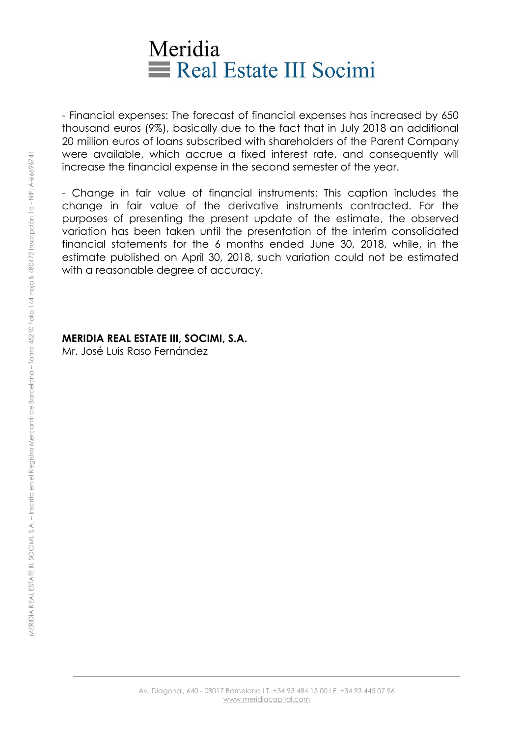- Financial expenses: The forecast of financial expenses has increased by 650 thousand euros (9%), basically due to the fact that in July 2018 an additional 20 million euros of loans subscribed with shareholders of the Parent Company were available, which accrue a fixed interest rate, and consequently will increase the financial expense in the second semester of the year.

- Change in fair value of financial instruments: This caption includes the change in fair value of the derivative instruments contracted. For the purposes of presenting the present update of the estimate, the observed variation has been taken until the presentation of the interim consolidated financial statements for the 6 months ended June 30, 2018, while, in the estimate published on April 30, 2018, such variation could not be estimated with a reasonable degree of accuracy.

**MERIDIA REAL ESTATE III, SOCIMI, S.A.**
Mr. José Luis Raso Fernández